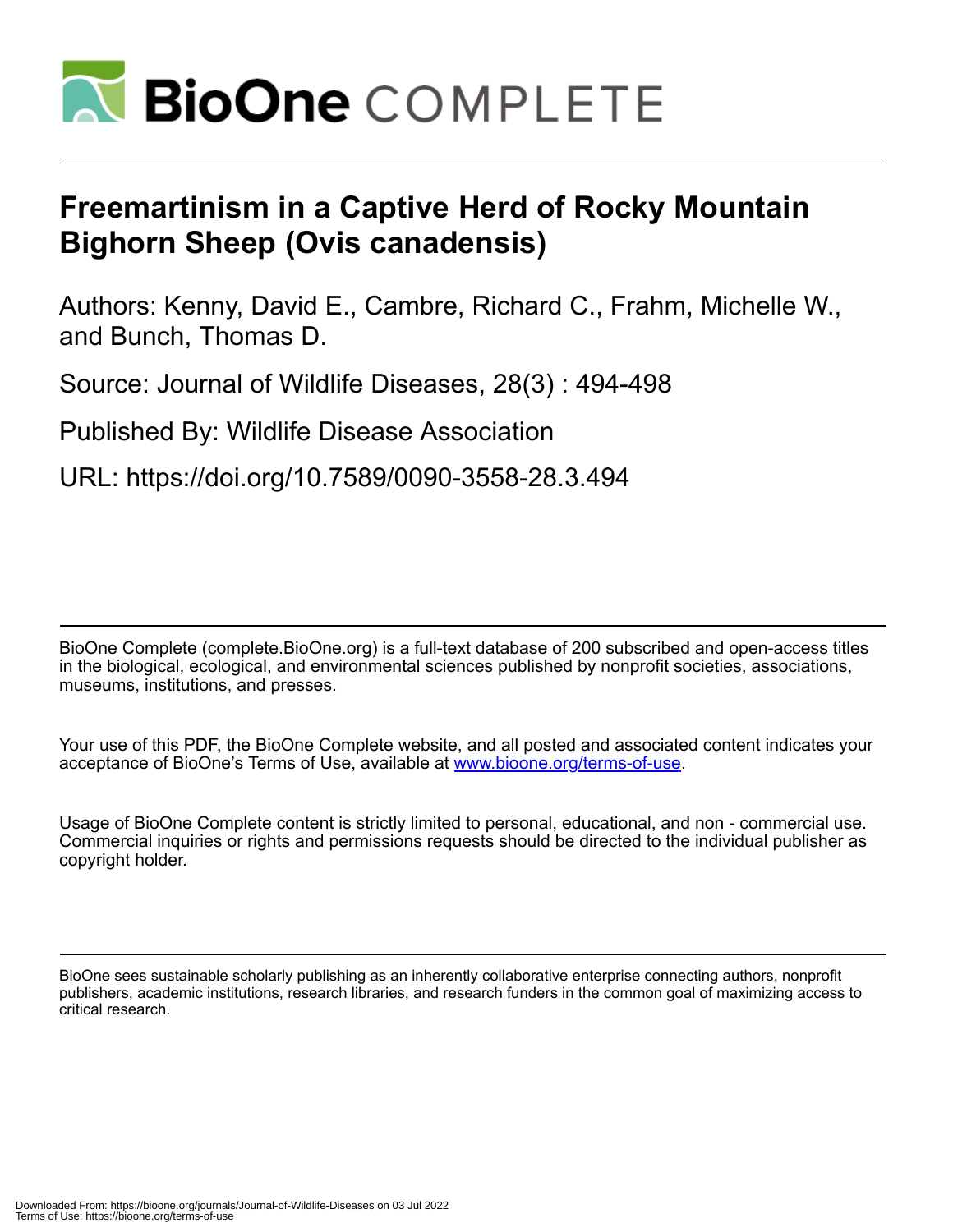# Freemartinism in a Captive Herd of Rocky Mountain Bighorn Sheep (Ovis canadensis)

Authors: Kenny, David E., Cambre, Richard C., Frahm, Michelle W., and Bunch, Thomas D.

Source: Journal of Wildlife Diseases, 28(3) : 494-498

Published By: Wildlife Disease Association

URL: https://doi.org/10.7589/0090-3558-28.3.494

BioOne Complete (complete.BioOne.org) is a full-text database of 200 subscribed and open-access titles in the biological, ecological, and environmental sciences published by nonprofit societies, associations, museums, institutions, and presses.

Your use of this PDF, the BioOne Complete website, and all posted and associated content indicates your acceptance of BioOne's Terms of Use, available at www.bioone.org/terms-of-use.

Usage of BioOne Complete content is strictly limited to personal, educational, and non - commercial use. Commercial inquiries or rights and permissions requests should be directed to the individual publisher as copyright holder.

BioOne sees sustainable scholarly publishing as an inherently collaborative enterprise connecting authors, nonprofit publishers, academic institutions, research libraries, and research funders in the common goal of maximizing access to critical research.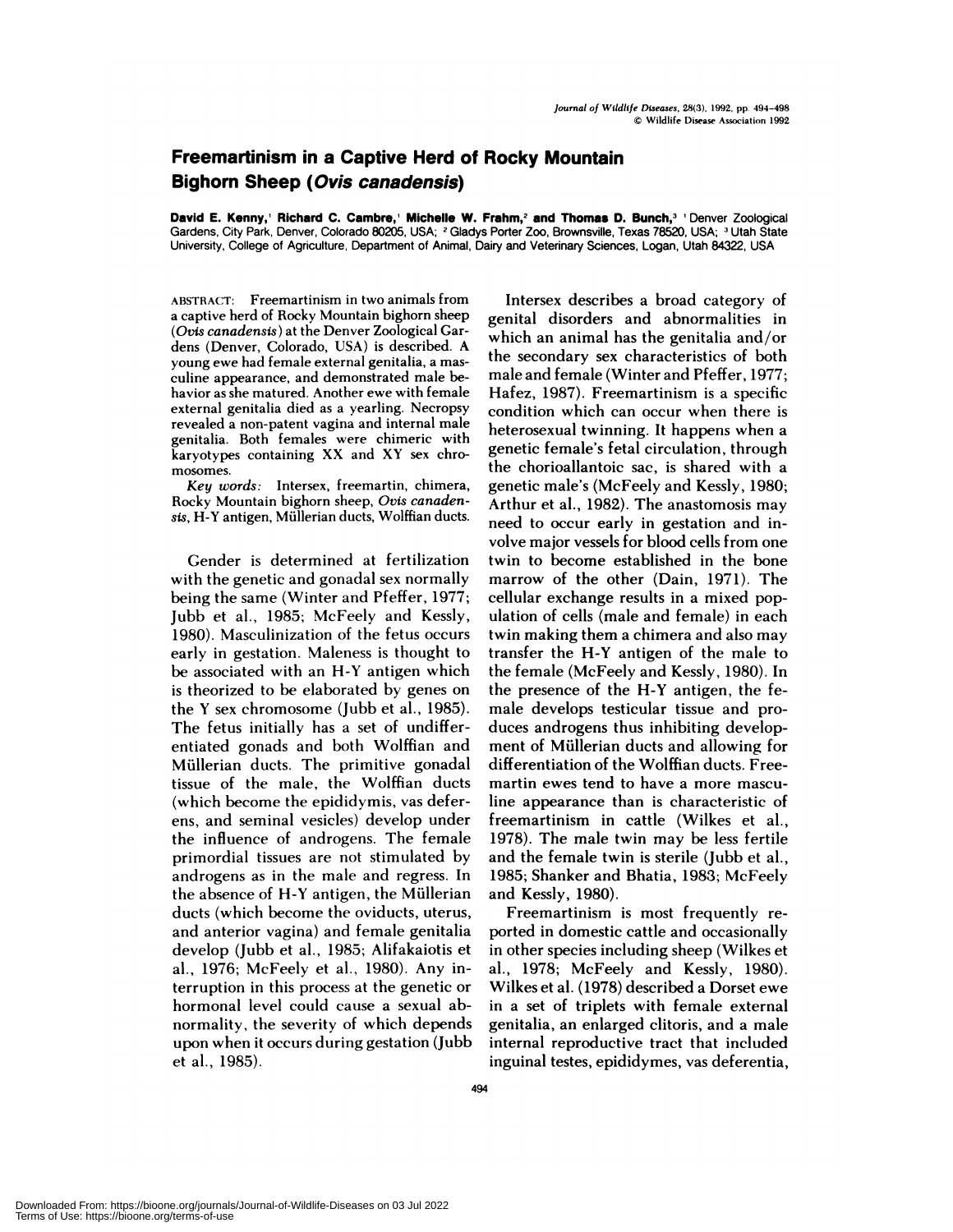# Freemartinism in a Captive Herd of Rocky Mountain Bighorn Sheep (*Ovis canadensis*)

**David E. Kenny,[1] Richard C. Cambre,[1] Michelle W. Frahm,[2] and Thomas D. Bunch,[3]** [1] Denver Zoological Gardens, City Park, Denver, Colorado 80205, USA; [2] Gladys Porter Zoo, Brownsville, Texas 78520, USA; [3] Utah State University, College of Agriculture, Department of Animal, Dairy and Veterinary Sciences, Logan, Utah 84322, USA

ABSTRACT: Freemartinism in two animals from a captive herd of Rocky Mountain bighorn sheep (*Ovis canadensis*) at the Denver Zoological Gardens (Denver, Colorado, USA) is described. A young ewe had female external genitalia, a masculine appearance, and demonstrated male behavior as she matured. Another ewe with female external genitalia died as a yearling. Necropsy revealed a non-patent vagina and internal male genitalia. Both females were chimeric with karyotypes containing XX and XY sex chromosomes.

*Key words:* Intersex, freemartin, chimera, Rocky Mountain bighorn sheep, *Ovis canadensis*, H-Y antigen, Müllerian ducts, Wolffian ducts.

Gender is determined at fertilization with the genetic and gonadal sex normally being the same (Winter and Pfeffer, 1977; Jubb et al., 1985; McFeely and Kessly, 1980). Masculinization of the fetus occurs early in gestation. Maleness is thought to be associated with an H-Y antigen which is theorized to be elaborated by genes on the Y sex chromosome (Jubb et al., 1985). The fetus initially has a set of undifferentiated gonads and both Wolffian and Müllerian ducts. The primitive gonadal tissue of the male, the Wolffian ducts (which become the epididymis, vas deferens, and seminal vesicles) develop under the influence of androgens. The female primordial tissues are not stimulated by androgens as in the male and regress. In the absence of H-Y antigen, the Müllerian ducts (which become the oviducts, uterus, and anterior vagina) and female genitalia develop (Jubb et al., 1985; Alifakaiotis et al., 1976; McFeely et al., 1980). Any interruption in this process at the genetic or hormonal level could cause a sexual abnormality, the severity of which depends upon when it occurs during gestation (Jubb et al., 1985).

Intersex describes a broad category of genital disorders and abnormalities in which an animal has the genitalia and/or the secondary sex characteristics of both male and female (Winter and Pfeffer, 1977; Hafez, 1987). Freemartinism is a specific condition which can occur when there is heterosexual twinning. It happens when a genetic female's fetal circulation, through the chorioallantoic sac, is shared with a genetic male's (McFeely and Kessly, 1980; Arthur et al., 1982). The anastomosis may need to occur early in gestation and involve major vessels for blood cells from one twin to become established in the bone marrow of the other (Dain, 1971). The cellular exchange results in a mixed population of cells (male and female) in each twin making them a chimera and also may transfer the H-Y antigen of the male to the female (McFeely and Kessly, 1980). In the presence of the H-Y antigen, the female develops testicular tissue and produces androgens thus inhibiting development of Müllerian ducts and allowing for differentiation of the Wolffian ducts. Freemartin ewes tend to have a more masculine appearance than is characteristic of freemartinism in cattle (Wilkes et al., 1978). The male twin may be less fertile and the female twin is sterile (Jubb et al., 1985; Shanker and Bhatia, 1983; McFeely and Kessly, 1980).

Freemartinism is most frequently reported in domestic cattle and occasionally in other species including sheep (Wilkes et al., 1978; McFeely and Kessly, 1980). Wilkes et al. (1978) described a Dorset ewe in a set of triplets with female external genitalia, an enlarged clitoris, and a male internal reproductive tract that included inguinal testes, epididymes, vas deferentia,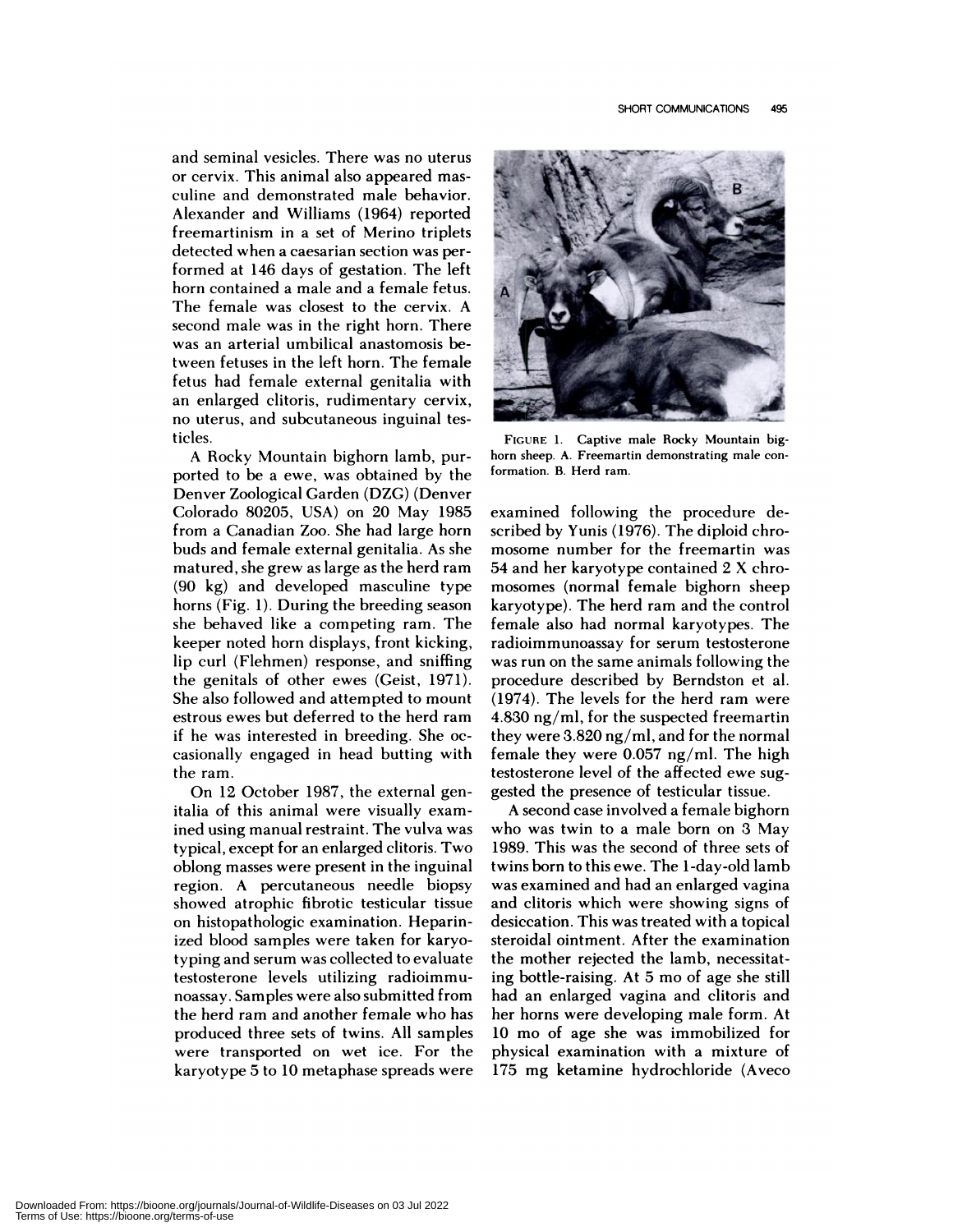and seminal vesicles. There was no uterus or cervix. This animal also appeared masculine and demonstrated male behavior. Alexander and Williams (1964) reported freemartinism in a set of Merino triplets detected when a caesarian section was performed at 146 days of gestation. The left horn contained a male and a female fetus. The female was closest to the cervix. A second male was in the right horn. There was an arterial umbilical anastomosis between fetuses in the left horn. The female fetus had female external genitalia with an enlarged clitoris, rudimentary cervix, no uterus, and subcutaneous inguinal testicles.

A Rocky Mountain bighorn lamb, purported to be a ewe, was obtained by the Denver Zoological Garden (DZG) (Denver Colorado 80205, USA) on 20 May 1985 from a Canadian Zoo. She had large horn buds and female external genitalia. As she matured, she grew as large as the herd ram (90 kg) and developed masculine type horns (Fig. 1). During the breeding season she behaved like a competing ram. The keeper noted horn displays, front kicking, lip curl (Flehmen) response, and sniffing the genitals of other ewes (Geist, 1971). She also followed and attempted to mount estrous ewes but deferred to the herd ram if he was interested in breeding. She occasionally engaged in head butting with the ram.

On 12 October 1987, the external genitalia of this animal were visually examined using manual restraint. The vulva was typical, except for an enlarged clitoris. Two oblong masses were present in the inguinal region. A percutaneous needle biopsy showed atrophic fibrotic testicular tissue on histopathologic examination. Heparinized blood samples were taken for karyotyping and serum was collected to evaluate testosterone levels utilizing radioimmunoassay. Samples were also submitted from the herd ram and another female who has produced three sets of twins. All samples were transported on wet ice. For the karyotype 5 to 10 metaphase spreads were examined following the procedure described by Yunis (1976). The diploid chromosome number for the freemartin was 54 and her karyotype contained 2 X chromosomes (normal female bighorn sheep karyotype). The herd ram and the control female also had normal karyotypes. The radioimmunoassay for serum testosterone was run on the same animals following the procedure described by Berndston et al. (1974). The levels for the herd ram were 4.830 ng/ml, for the suspected freemartin they were 3.820 ng/ml, and for the normal female they were 0.057 ng/ml. The high testosterone level of the affected ewe suggested the presence of testicular tissue.

FIGURE 1. Captive male Rocky Mountain bighorn sheep. A. Freemartin demonstrating male conformation. B. Herd ram.

A second case involved a female bighorn who was twin to a male born on 3 May 1989. This was the second of three sets of twins born to this ewe. The 1-day-old lamb was examined and had an enlarged vagina and clitoris which were showing signs of desiccation. This was treated with a topical steroidal ointment. After the examination the mother rejected the lamb, necessitating bottle-raising. At 5 mo of age she still had an enlarged vagina and clitoris and her horns were developing male form. At 10 mo of age she was immobilized for physical examination with a mixture of 175 mg ketamine hydrochloride (Aveco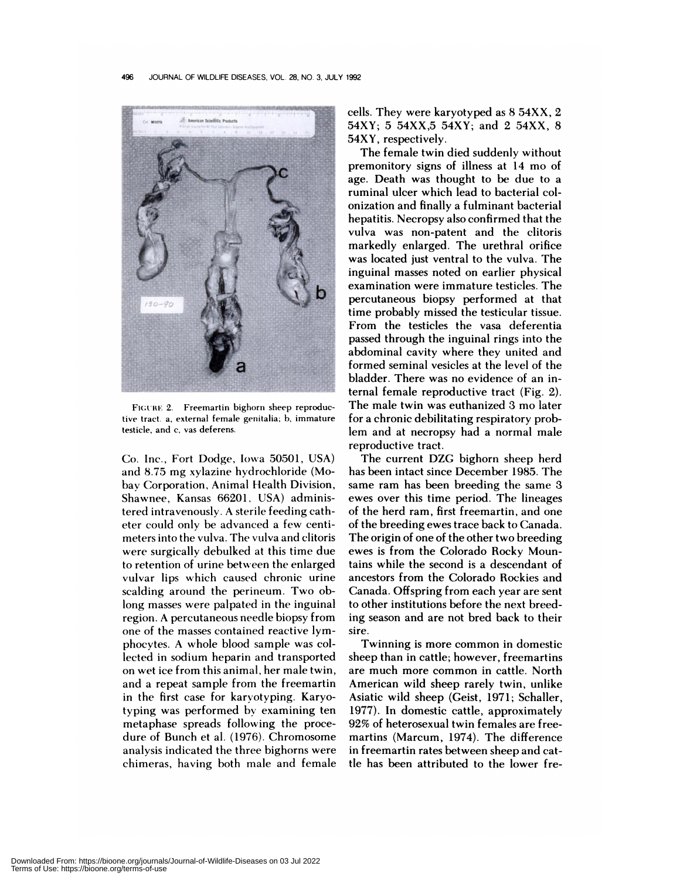FIGURE 2. Freemartin bighorn sheep reproductive tract. a, external female genitalia; b, immature testicle, and c, vas deferens.

Co. Inc., Fort Dodge, Iowa 50501, USA) and 8.75 mg xylazine hydrochloride (Mobay Corporation, Animal Health Division, Shawnee, Kansas 66201, USA) administered intravenously. A sterile feeding catheter could only be advanced a few centimeters into the vulva. The vulva and clitoris were surgically debulked at this time due to retention of urine between the enlarged vulvar lips which caused chronic urine scalding around the perineum. Two oblong masses were palpated in the inguinal region. A percutaneous needle biopsy from one of the masses contained reactive lymphocytes. A whole blood sample was collected in sodium heparin and transported on wet ice from this animal, her male twin, and a repeat sample from the freemartin in the first case for karyotyping. Karyotyping was performed by examining ten metaphase spreads following the procedure of Bunch et al. (1976). Chromosome analysis indicated the three bighorns were chimeras, having both male and female cells. They were karyotyped as 8 54XX, 2 54XY; 5 54XX,5 54XY; and 2 54XX, 8 54XY, respectively.

The female twin died suddenly without premonitory signs of illness at 14 mo of age. Death was thought to be due to a ruminal ulcer which lead to bacterial colonization and finally a fulminant bacterial hepatitis. Necropsy also confirmed that the vulva was non-patent and the clitoris markedly enlarged. The urethral orifice was located just ventral to the vulva. The inguinal masses noted on earlier physical examination were immature testicles. The percutaneous biopsy performed at that time probably missed the testicular tissue. From the testicles the vasa deferentia passed through the inguinal rings into the abdominal cavity where they united and formed seminal vesicles at the level of the bladder. There was no evidence of an internal female reproductive tract (Fig. 2). The male twin was euthanized 3 mo later for a chronic debilitating respiratory problem and at necropsy had a normal male reproductive tract.

The current DZG bighorn sheep herd has been intact since December 1985. The same ram has been breeding the same 3 ewes over this time period. The lineages of the herd ram, first freemartin, and one of the breeding ewes trace back to Canada. The origin of one of the other two breeding ewes is from the Colorado Rocky Mountains while the second is a descendant of ancestors from the Colorado Rockies and Canada. Offspring from each year are sent to other institutions before the next breeding season and are not bred back to their sire.

Twinning is more common in domestic sheep than in cattle; however, freemartins are much more common in cattle. North American wild sheep rarely twin, unlike Asiatic wild sheep (Geist, 1971; Schaller, 1977). In domestic cattle, approximately 92% of heterosexual twin females are freemartins (Marcum, 1974). The difference in freemartin rates between sheep and cattle has been attributed to the lower fre-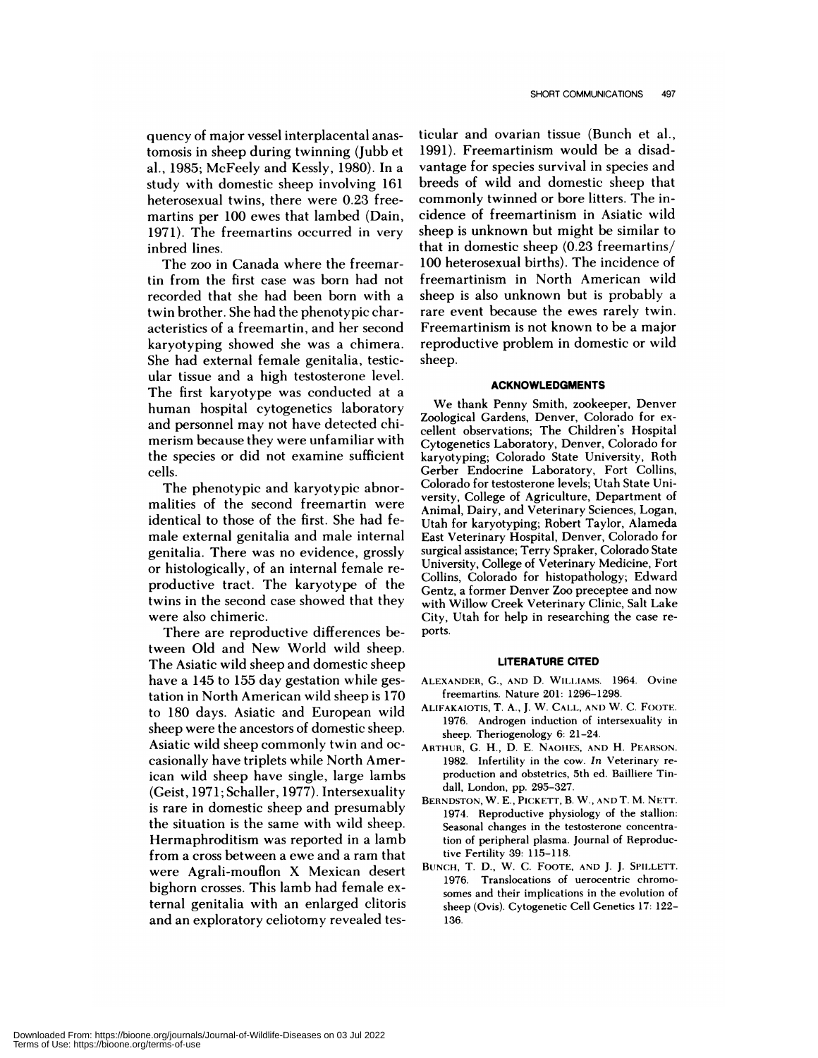quency of major vessel interplacental anastomosis in sheep during twinning (Jubb et al., 1985; McFeely and Kessly, 1980). In a study with domestic sheep involving 161 heterosexual twins, there were 0.23 freemartins per 100 ewes that lambed (Dain, 1971). The freemartins occurred in very inbred lines.

The zoo in Canada where the freemartin from the first case was born had not recorded that she had been born with a twin brother. She had the phenotypic characteristics of a freemartin, and her second karyotyping showed she was a chimera. She had external female genitalia, testicular tissue and a high testosterone level. The first karyotype was conducted at a human hospital cytogenetics laboratory and personnel may not have detected chimerism because they were unfamiliar with the species or did not examine sufficient cells.

The phenotypic and karyotypic abnormalities of the second freemartin were identical to those of the first. She had female external genitalia and male internal genitalia. There was no evidence, grossly or histologically, of an internal female reproductive tract. The karyotype of the twins in the second case showed that they were also chimeric.

There are reproductive differences between Old and New World wild sheep. The Asiatic wild sheep and domestic sheep have a 145 to 155 day gestation while gestation in North American wild sheep is 170 to 180 days. Asiatic and European wild sheep were the ancestors of domestic sheep. Asiatic wild sheep commonly twin and occasionally have triplets while North American wild sheep have single, large lambs (Geist, 1971; Schaller, 1977). Intersexuality is rare in domestic sheep and presumably the situation is the same with wild sheep. Hermaphroditism was reported in a lamb from a cross between a ewe and a ram that were Agrali-mouflon X Mexican desert bighorn crosses. This lamb had female external genitalia with an enlarged clitoris and an exploratory celiotomy revealed testicular and ovarian tissue (Bunch et al., 1991). Freemartinism would be a disadvantage for species survival in species and breeds of wild and domestic sheep that commonly twinned or bore litters. The incidence of freemartinism in Asiatic wild sheep is unknown but might be similar to that in domestic sheep (0.23 freemartins/100 heterosexual births). The incidence of freemartinism in North American wild sheep is also unknown but is probably a rare event because the ewes rarely twin. Freemartinism is not known to be a major reproductive problem in domestic or wild sheep.

## ACKNOWLEDGMENTS

We thank Penny Smith, zookeeper, Denver Zoological Gardens, Denver, Colorado for excellent observations; The Children's Hospital Cytogenetics Laboratory, Denver, Colorado for karyotyping; Colorado State University, Roth Gerber Endocrine Laboratory, Fort Collins, Colorado for testosterone levels; Utah State University, College of Agriculture, Department of Animal, Dairy, and Veterinary Sciences, Logan, Utah for karyotyping; Robert Taylor, Alameda East Veterinary Hospital, Denver, Colorado for surgical assistance; Terry Spraker, Colorado State University, College of Veterinary Medicine, Fort Collins, Colorado for histopathology; Edward Gentz, a former Denver Zoo preceptee and now with Willow Creek Veterinary Clinic, Salt Lake City, Utah for help in researching the case reports.

## LITERATURE CITED

ALEXANDER, G., AND D. WILLIAMS. 1964. Ovine freemartins. Nature 201: 1296–1298.

ALIFAKAIOTIS, T. A., J. W. CALL, AND W. C. FOOTE. 1976. Androgen induction of intersexuality in sheep. Theriogenology 6: 21–24.

ARTHUR, G. H., D. E. NAOHES, AND H. PEARSON. 1982. Infertility in the cow. *In* Veterinary reproduction and obstetrics, 5th ed. Bailliere Tindall, London, pp. 295–327.

BERNDSTON, W. E., PICKETT, B. W., AND T. M. NETT. 1974. Reproductive physiology of the stallion: Seasonal changes in the testosterone concentration of peripheral plasma. Journal of Reproductive Fertility 39: 115–118.

BUNCH, T. D., W. C. FOOTE, AND J. J. SPILLETT. 1976. Translocations of uerocentric chromosomes and their implications in the evolution of sheep (Ovis). Cytogenetic Cell Genetics 17: 122–136.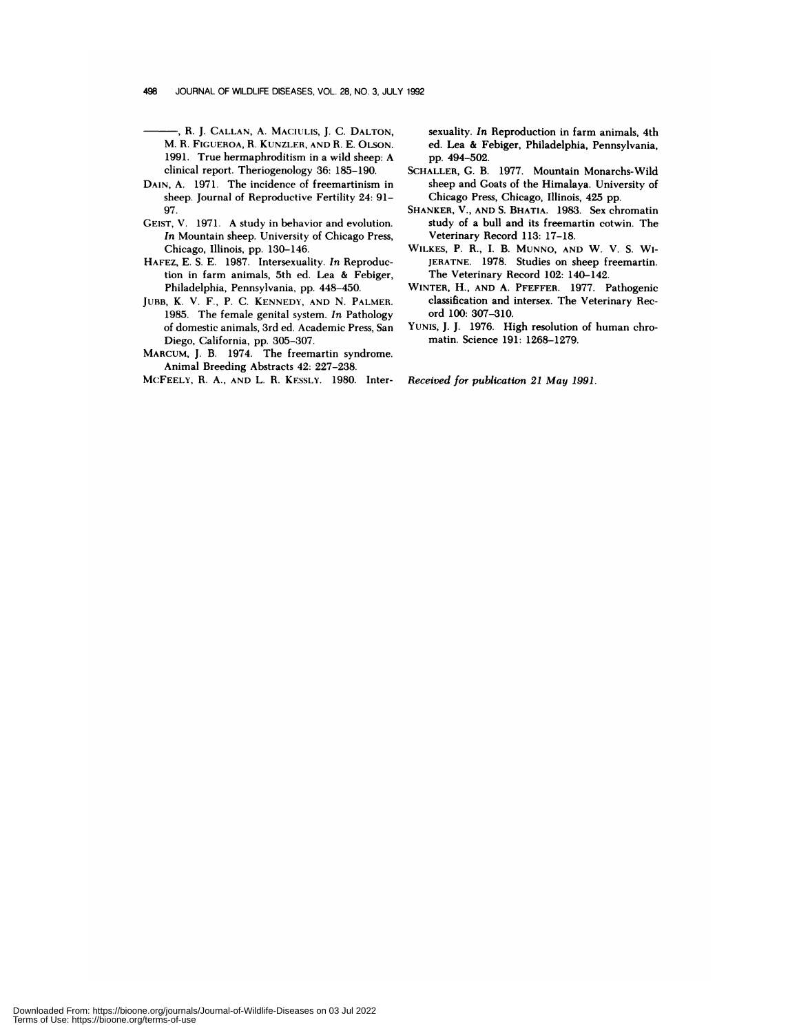———, R. J. CALLAN, A. MACIULIS, J. C. DALTON, M. R. FIGUEROA, R. KUNZLER, AND R. E. OLSON. 1991. True hermaphroditism in a wild sheep: A clinical report. Theriogenology 36: 185–190.

DAIN, A. 1971. The incidence of freemartinism in sheep. Journal of Reproductive Fertility 24: 91–97.

GEIST, V. 1971. A study in behavior and evolution. *In* Mountain sheep. University of Chicago Press, Chicago, Illinois, pp. 130–146.

HAFEZ, E. S. E. 1987. Intersexuality. *In* Reproduction in farm animals, 5th ed. Lea & Febiger, Philadelphia, Pennsylvania, pp. 448–450.

JUBB, K. V. F., P. C. KENNEDY, AND N. PALMER. 1985. The female genital system. *In* Pathology of domestic animals, 3rd ed. Academic Press, San Diego, California, pp. 305–307.

MARCUM, J. B. 1974. The freemartin syndrome. Animal Breeding Abstracts 42: 227–238.

MCFEELY, R. A., AND L. R. KESSLY. 1980. Intersexuality. *In* Reproduction in farm animals, 4th ed. Lea & Febiger, Philadelphia, Pennsylvania, pp. 494–502.

SCHALLER, G. B. 1977. Mountain Monarchs-Wild sheep and Goats of the Himalaya. University of Chicago Press, Chicago, Illinois, 425 pp.

SHANKER, V., AND S. BHATIA. 1983. Sex chromatin study of a bull and its freemartin cotwin. The Veterinary Record 113: 17–18.

WILKES, P. R., I. B. MUNNO, AND W. V. S. WIJERATNE. 1978. Studies on sheep freemartin. The Veterinary Record 102: 140–142.

WINTER, H., AND A. PFEFFER. 1977. Pathogenic classification and intersex. The Veterinary Record 100: 307–310.

YUNIS, J. J. 1976. High resolution of human chromatin. Science 191: 1268–1279.

*Received for publication 21 May 1991.*